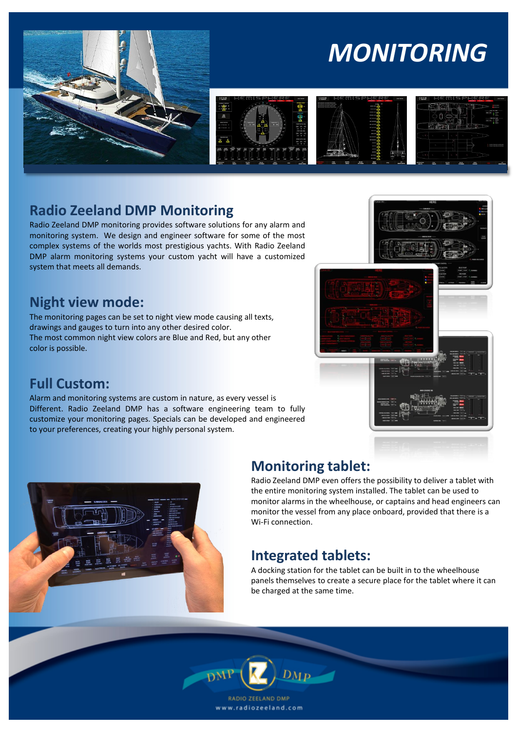# MONITORING

## Radio Zeeland DMP Monitoring

Radio Zeeland DMP monitoring provides software solutions for any alarm and monitoring system. We design and engineer software for some of the most complex systems of the worlds most prestigious yachts. With Radio Zeeland DMP alarm monitoring systems your custom yacht will have a customized system that meets all demands.

## Night view mode:

The monitoring pages can be set to night view mode causing all texts, drawings and gauges to turn into any other desired color.
The most common night view colors are Blue and Red, but any other color is possible.

## Full Custom:

Alarm and monitoring systems are custom in nature, as every vessel is Different. Radio Zeeland DMP has a software engineering team to fully customize your monitoring pages. Specials can be developed and engineered to your preferences, creating your highly personal system.

## Monitoring tablet:

Radio Zeeland DMP even offers the possibility to deliver a tablet with the entire monitoring system installed. The tablet can be used to monitor alarms in the wheelhouse, or captains and head engineers can monitor the vessel from any place onboard, provided that there is a Wi-Fi connection.

## Integrated tablets:

A docking station for the tablet can be built in to the wheelhouse panels themselves to create a secure place for the tablet where it can be charged at the same time.

RADIO ZEELAND DMP
www.radiozeeland.com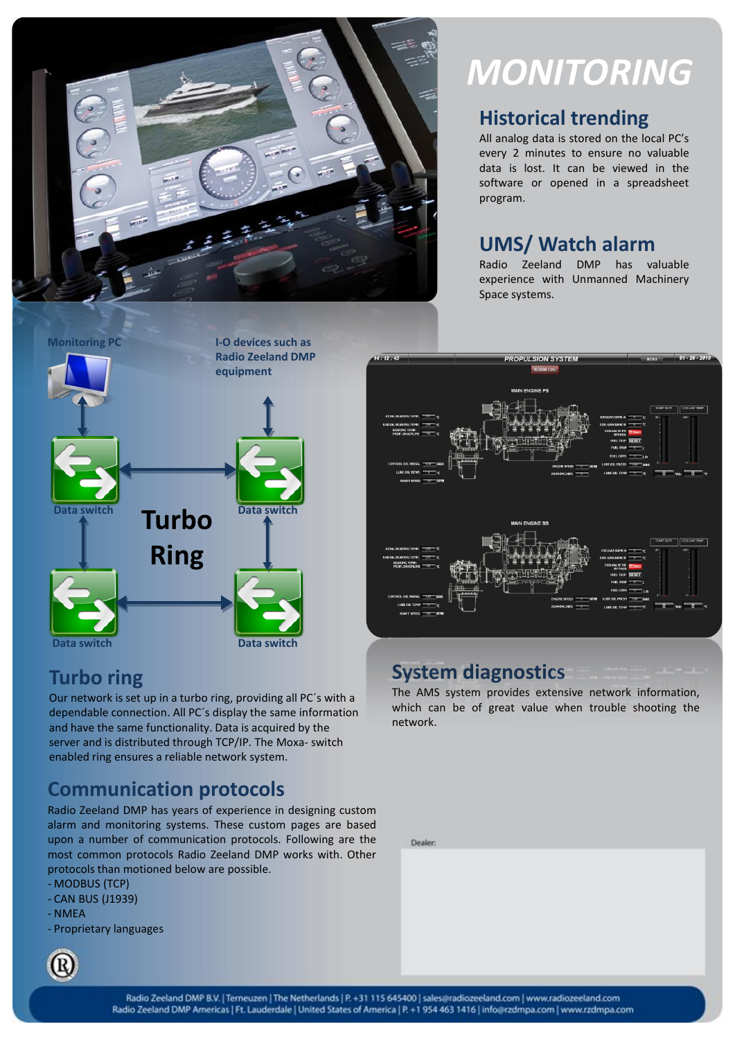# MONITORING

## Historical trending

All analog data is stored on the local PC's every 2 minutes to ensure no valuable data is lost. It can be viewed in the software or opened in a spreadsheet program.

## UMS/ Watch alarm

Radio Zeeland DMP has valuable experience with Unmanned Machinery Space systems.

Monitoring PC

I-O devices such as Radio Zeeland DMP equipment

Turbo Ring

Data switch

Data switch

Data switch

Data switch

## Turbo ring

Our network is set up in a turbo ring, providing all PC´s with a dependable connection. All PC´s display the same information and have the same functionality. Data is acquired by the server and is distributed through TCP/IP. The Moxa- switch enabled ring ensures a reliable network system.

## Communication protocols

Radio Zeeland DMP has years of experience in designing custom alarm and monitoring systems. These custom pages are based upon a number of communication protocols. Following are the most common protocols Radio Zeeland DMP works with. Other protocols than motioned below are possible.

- MODBUS (TCP)
- CAN BUS (J1939)
- NMEA
- Proprietary languages

## System diagnostics

The AMS system provides extensive network information, which can be of great value when trouble shooting the network.

Dealer:

Radio Zeeland DMP B.V. | Terneuzen | The Netherlands | P. +31 115 645400 | sales@radiozeeland.com | www.radiozeeland.com
Radio Zeeland DMP Americas | Ft. Lauderdale | United States of America | P. +1 954 463 1416 | info@rzdmpa.com | www.rzdmpa.com